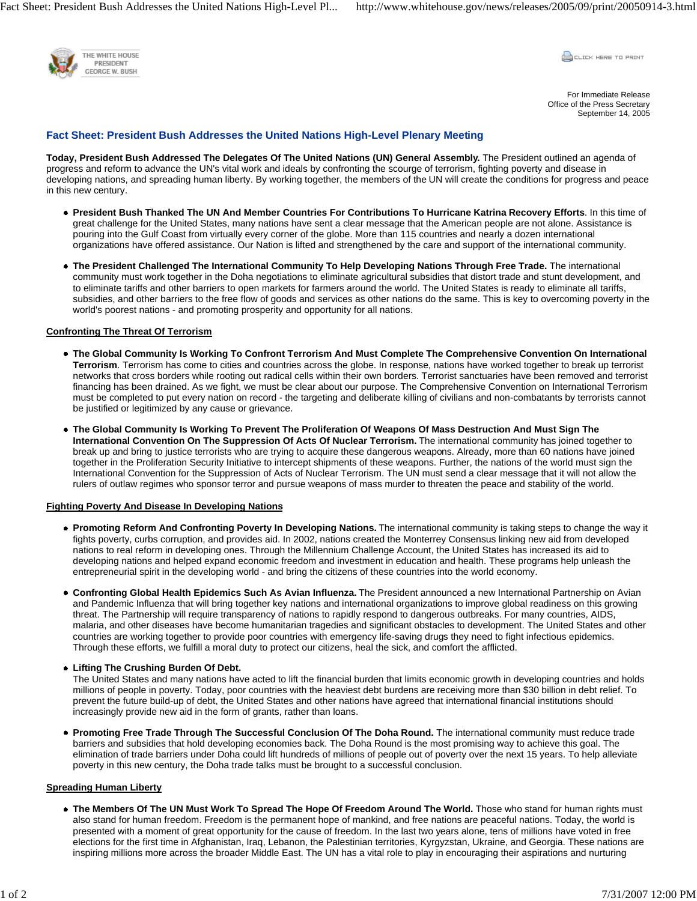For Immediate Release
Office of the Press Secretary
September 14, 2005

# Fact Sheet: President Bush Addresses the United Nations High-Level Plenary Meeting

**Today, President Bush Addressed The Delegates Of The United Nations (UN) General Assembly.** The President outlined an agenda of progress and reform to advance the UN's vital work and ideals by confronting the scourge of terrorism, fighting poverty and disease in developing nations, and spreading human liberty. By working together, the members of the UN will create the conditions for progress and peace in this new century.

- **President Bush Thanked The UN And Member Countries For Contributions To Hurricane Katrina Recovery Efforts**. In this time of great challenge for the United States, many nations have sent a clear message that the American people are not alone. Assistance is pouring into the Gulf Coast from virtually every corner of the globe. More than 115 countries and nearly a dozen international organizations have offered assistance. Our Nation is lifted and strengthened by the care and support of the international community.

- **The President Challenged The International Community To Help Developing Nations Through Free Trade.** The international community must work together in the Doha negotiations to eliminate agricultural subsidies that distort trade and stunt development, and to eliminate tariffs and other barriers to open markets for farmers around the world. The United States is ready to eliminate all tariffs, subsidies, and other barriers to the free flow of goods and services as other nations do the same. This is key to overcoming poverty in the world's poorest nations - and promoting prosperity and opportunity for all nations.

## Confronting The Threat Of Terrorism

- **The Global Community Is Working To Confront Terrorism And Must Complete The Comprehensive Convention On International Terrorism**. Terrorism has come to cities and countries across the globe. In response, nations have worked together to break up terrorist networks that cross borders while rooting out radical cells within their own borders. Terrorist sanctuaries have been removed and terrorist financing has been drained. As we fight, we must be clear about our purpose. The Comprehensive Convention on International Terrorism must be completed to put every nation on record - the targeting and deliberate killing of civilians and non-combatants by terrorists cannot be justified or legitimized by any cause or grievance.

- **The Global Community Is Working To Prevent The Proliferation Of Weapons Of Mass Destruction And Must Sign The International Convention On The Suppression Of Acts Of Nuclear Terrorism.** The international community has joined together to break up and bring to justice terrorists who are trying to acquire these dangerous weapons. Already, more than 60 nations have joined together in the Proliferation Security Initiative to intercept shipments of these weapons. Further, the nations of the world must sign the International Convention for the Suppression of Acts of Nuclear Terrorism. The UN must send a clear message that it will not allow the rulers of outlaw regimes who sponsor terror and pursue weapons of mass murder to threaten the peace and stability of the world.

## Fighting Poverty And Disease In Developing Nations

- **Promoting Reform And Confronting Poverty In Developing Nations.** The international community is taking steps to change the way it fights poverty, curbs corruption, and provides aid. In 2002, nations created the Monterrey Consensus linking new aid from developed nations to real reform in developing ones. Through the Millennium Challenge Account, the United States has increased its aid to developing nations and helped expand economic freedom and investment in education and health. These programs help unleash the entrepreneurial spirit in the developing world - and bring the citizens of these countries into the world economy.

- **Confronting Global Health Epidemics Such As Avian Influenza.** The President announced a new International Partnership on Avian and Pandemic Influenza that will bring together key nations and international organizations to improve global readiness on this growing threat. The Partnership will require transparency of nations to rapidly respond to dangerous outbreaks. For many countries, AIDS, malaria, and other diseases have become humanitarian tragedies and significant obstacles to development. The United States and other countries are working together to provide poor countries with emergency life-saving drugs they need to fight infectious epidemics. Through these efforts, we fulfill a moral duty to protect our citizens, heal the sick, and comfort the afflicted.

- **Lifting The Crushing Burden Of Debt.**
  The United States and many nations have acted to lift the financial burden that limits economic growth in developing countries and holds millions of people in poverty. Today, poor countries with the heaviest debt burdens are receiving more than $30 billion in debt relief. To prevent the future build-up of debt, the United States and other nations have agreed that international financial institutions should increasingly provide new aid in the form of grants, rather than loans.

- **Promoting Free Trade Through The Successful Conclusion Of The Doha Round.** The international community must reduce trade barriers and subsidies that hold developing economies back. The Doha Round is the most promising way to achieve this goal. The elimination of trade barriers under Doha could lift hundreds of millions of people out of poverty over the next 15 years. To help alleviate poverty in this new century, the Doha trade talks must be brought to a successful conclusion.

## Spreading Human Liberty

- **The Members Of The UN Must Work To Spread The Hope Of Freedom Around The World.** Those who stand for human rights must also stand for human freedom. Freedom is the permanent hope of mankind, and free nations are peaceful nations. Today, the world is presented with a moment of great opportunity for the cause of freedom. In the last two years alone, tens of millions have voted in free elections for the first time in Afghanistan, Iraq, Lebanon, the Palestinian territories, Kyrgyzstan, Ukraine, and Georgia. These nations are inspiring millions more across the broader Middle East. The UN has a vital role to play in encouraging their aspirations and nurturing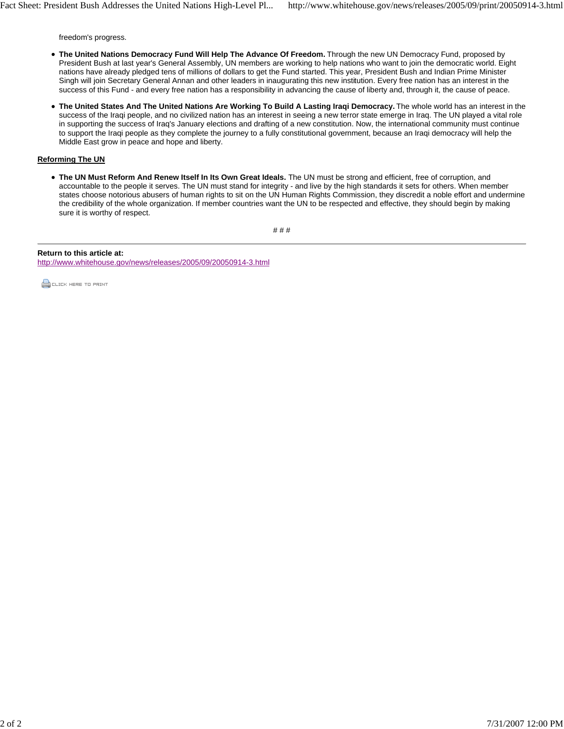freedom's progress.

- **The United Nations Democracy Fund Will Help The Advance Of Freedom.** Through the new UN Democracy Fund, proposed by President Bush at last year's General Assembly, UN members are working to help nations who want to join the democratic world. Eight nations have already pledged tens of millions of dollars to get the Fund started. This year, President Bush and Indian Prime Minister Singh will join Secretary General Annan and other leaders in inaugurating this new institution. Every free nation has an interest in the success of this Fund - and every free nation has a responsibility in advancing the cause of liberty and, through it, the cause of peace.

- **The United States And The United Nations Are Working To Build A Lasting Iraqi Democracy.** The whole world has an interest in the success of the Iraqi people, and no civilized nation has an interest in seeing a new terror state emerge in Iraq. The UN played a vital role in supporting the success of Iraq's January elections and drafting of a new constitution. Now, the international community must continue to support the Iraqi people as they complete the journey to a fully constitutional government, because an Iraqi democracy will help the Middle East grow in peace and hope and liberty.

**Reforming The UN**

- **The UN Must Reform And Renew Itself In Its Own Great Ideals.** The UN must be strong and efficient, free of corruption, and accountable to the people it serves. The UN must stand for integrity - and live by the high standards it sets for others. When member states choose notorious abusers of human rights to sit on the UN Human Rights Commission, they discredit a noble effort and undermine the credibility of the whole organization. If member countries want the UN to be respected and effective, they should begin by making sure it is worthy of respect.

# # #

---

**Return to this article at:**
http://www.whitehouse.gov/news/releases/2005/09/20050914-3.html

CLICK HERE TO PRINT